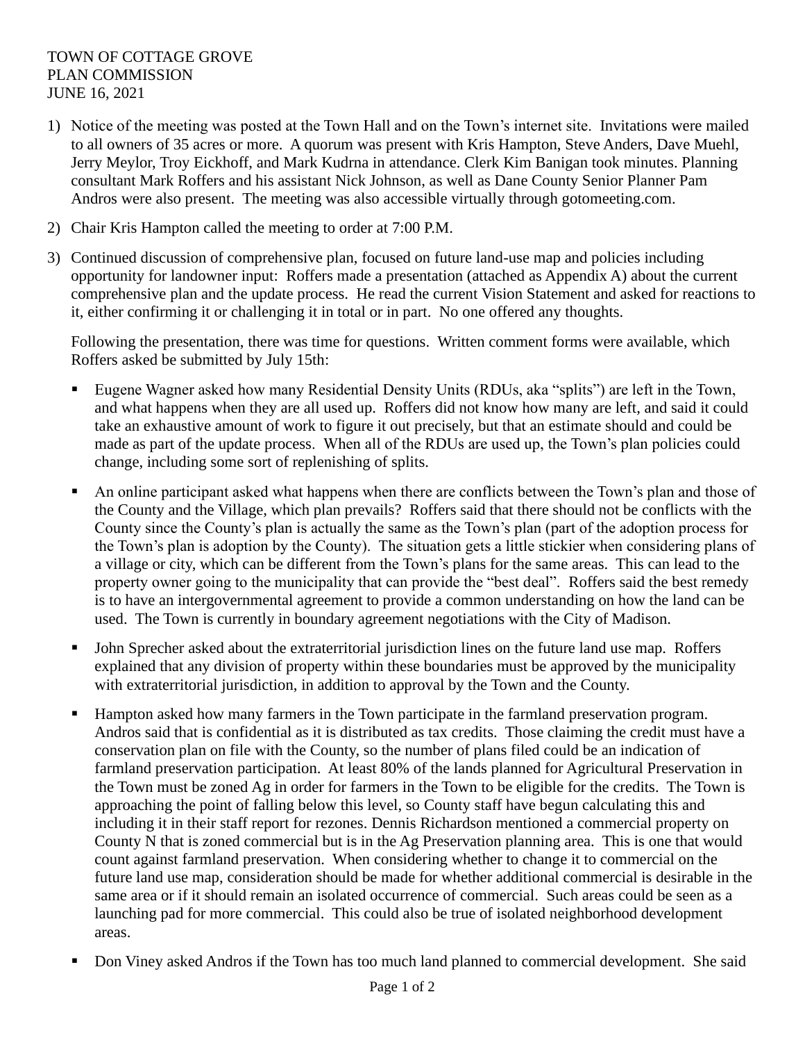TOWN OF COTTAGE GROVE
PLAN COMMISSION
JUNE 16, 2021

1) Notice of the meeting was posted at the Town Hall and on the Town's internet site. Invitations were mailed to all owners of 35 acres or more. A quorum was present with Kris Hampton, Steve Anders, Dave Muehl, Jerry Meylor, Troy Eickhoff, and Mark Kudrna in attendance. Clerk Kim Banigan took minutes. Planning consultant Mark Roffers and his assistant Nick Johnson, as well as Dane County Senior Planner Pam Andros were also present. The meeting was also accessible virtually through gotomeeting.com.

2) Chair Kris Hampton called the meeting to order at 7:00 P.M.

3) Continued discussion of comprehensive plan, focused on future land-use map and policies including opportunity for landowner input: Roffers made a presentation (attached as Appendix A) about the current comprehensive plan and the update process. He read the current Vision Statement and asked for reactions to it, either confirming it or challenging it in total or in part. No one offered any thoughts.

   Following the presentation, there was time for questions. Written comment forms were available, which Roffers asked be submitted by July 15th:

   - Eugene Wagner asked how many Residential Density Units (RDUs, aka "splits") are left in the Town, and what happens when they are all used up. Roffers did not know how many are left, and said it could take an exhaustive amount of work to figure it out precisely, but that an estimate should and could be made as part of the update process. When all of the RDUs are used up, the Town's plan policies could change, including some sort of replenishing of splits.

   - An online participant asked what happens when there are conflicts between the Town's plan and those of the County and the Village, which plan prevails? Roffers said that there should not be conflicts with the County since the County's plan is actually the same as the Town's plan (part of the adoption process for the Town's plan is adoption by the County). The situation gets a little stickier when considering plans of a village or city, which can be different from the Town's plans for the same areas. This can lead to the property owner going to the municipality that can provide the "best deal". Roffers said the best remedy is to have an intergovernmental agreement to provide a common understanding on how the land can be used. The Town is currently in boundary agreement negotiations with the City of Madison.

   - John Sprecher asked about the extraterritorial jurisdiction lines on the future land use map. Roffers explained that any division of property within these boundaries must be approved by the municipality with extraterritorial jurisdiction, in addition to approval by the Town and the County.

   - Hampton asked how many farmers in the Town participate in the farmland preservation program. Andros said that is confidential as it is distributed as tax credits. Those claiming the credit must have a conservation plan on file with the County, so the number of plans filed could be an indication of farmland preservation participation. At least 80% of the lands planned for Agricultural Preservation in the Town must be zoned Ag in order for farmers in the Town to be eligible for the credits. The Town is approaching the point of falling below this level, so County staff have begun calculating this and including it in their staff report for rezones. Dennis Richardson mentioned a commercial property on County N that is zoned commercial but is in the Ag Preservation planning area. This is one that would count against farmland preservation. When considering whether to change it to commercial on the future land use map, consideration should be made for whether additional commercial is desirable in the same area or if it should remain an isolated occurrence of commercial. Such areas could be seen as a launching pad for more commercial. This could also be true of isolated neighborhood development areas.

   - Don Viney asked Andros if the Town has too much land planned to commercial development. She said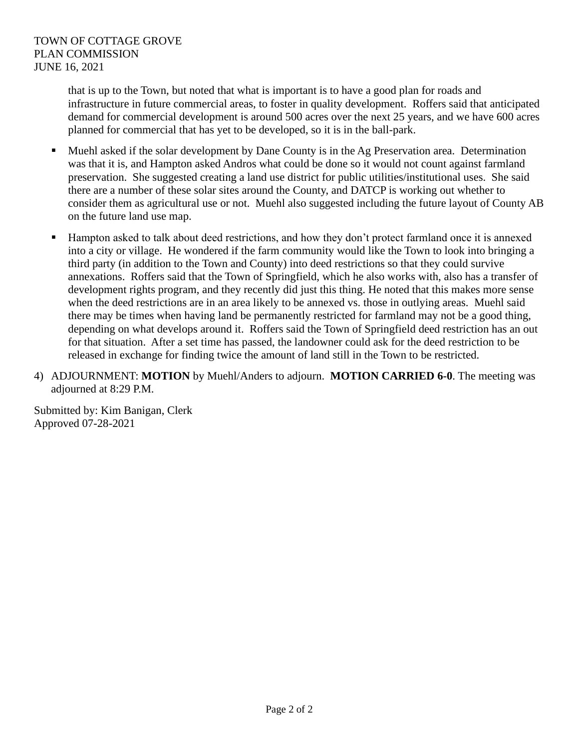that is up to the Town, but noted that what is important is to have a good plan for roads and infrastructure in future commercial areas, to foster in quality development. Roffers said that anticipated demand for commercial development is around 500 acres over the next 25 years, and we have 600 acres planned for commercial that has yet to be developed, so it is in the ball-park.

- Muehl asked if the solar development by Dane County is in the Ag Preservation area. Determination was that it is, and Hampton asked Andros what could be done so it would not count against farmland preservation. She suggested creating a land use district for public utilities/institutional uses. She said there are a number of these solar sites around the County, and DATCP is working out whether to consider them as agricultural use or not. Muehl also suggested including the future layout of County AB on the future land use map.

- Hampton asked to talk about deed restrictions, and how they don't protect farmland once it is annexed into a city or village. He wondered if the farm community would like the Town to look into bringing a third party (in addition to the Town and County) into deed restrictions so that they could survive annexations. Roffers said that the Town of Springfield, which he also works with, also has a transfer of development rights program, and they recently did just this thing. He noted that this makes more sense when the deed restrictions are in an area likely to be annexed vs. those in outlying areas. Muehl said there may be times when having land be permanently restricted for farmland may not be a good thing, depending on what develops around it. Roffers said the Town of Springfield deed restriction has an out for that situation. After a set time has passed, the landowner could ask for the deed restriction to be released in exchange for finding twice the amount of land still in the Town to be restricted.

4) ADJOURNMENT: **MOTION** by Muehl/Anders to adjourn. **MOTION CARRIED 6-0**. The meeting was adjourned at 8:29 P.M.

Submitted by: Kim Banigan, Clerk
Approved 07-28-2021